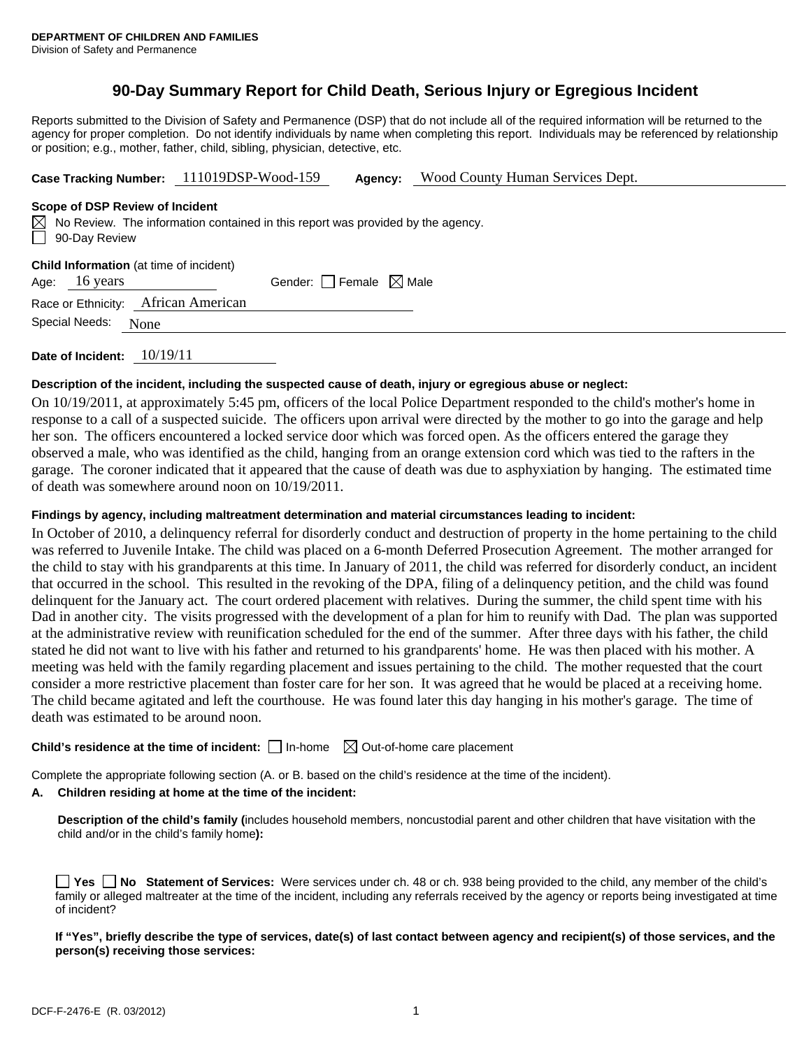**DEPARTMENT OF CHILDREN AND FAMILIES**
Division of Safety and Permanence

# 90-Day Summary Report for Child Death, Serious Injury or Egregious Incident

Reports submitted to the Division of Safety and Permanence (DSP) that do not include all of the required information will be returned to the agency for proper completion. Do not identify individuals by name when completing this report. Individuals may be referenced by relationship or position; e.g., mother, father, child, sibling, physician, detective, etc.

**Case Tracking Number:** 111019DSP-Wood-159 **Agency:** Wood County Human Services Dept.

**Scope of DSP Review of Incident**

☒ No Review. The information contained in this report was provided by the agency.
☐ 90-Day Review

**Child Information** (at time of incident)

Age: 16 years Gender: ☐ Female ☒ Male

Race or Ethnicity: African American

Special Needs: None

**Date of Incident:** 10/19/11

**Description of the incident, including the suspected cause of death, injury or egregious abuse or neglect:**

On 10/19/2011, at approximately 5:45 pm, officers of the local Police Department responded to the child's mother's home in response to a call of a suspected suicide. The officers upon arrival were directed by the mother to go into the garage and help her son. The officers encountered a locked service door which was forced open. As the officers entered the garage they observed a male, who was identified as the child, hanging from an orange extension cord which was tied to the rafters in the garage. The coroner indicated that it appeared that the cause of death was due to asphyxiation by hanging. The estimated time of death was somewhere around noon on 10/19/2011.

**Findings by agency, including maltreatment determination and material circumstances leading to incident:**

In October of 2010, a delinquency referral for disorderly conduct and destruction of property in the home pertaining to the child was referred to Juvenile Intake. The child was placed on a 6-month Deferred Prosecution Agreement. The mother arranged for the child to stay with his grandparents at this time. In January of 2011, the child was referred for disorderly conduct, an incident that occurred in the school. This resulted in the revoking of the DPA, filing of a delinquency petition, and the child was found delinquent for the January act. The court ordered placement with relatives. During the summer, the child spent time with his Dad in another city. The visits progressed with the development of a plan for him to reunify with Dad. The plan was supported at the administrative review with reunification scheduled for the end of the summer. After three days with his father, the child stated he did not want to live with his father and returned to his grandparents' home. He was then placed with his mother. A meeting was held with the family regarding placement and issues pertaining to the child. The mother requested that the court consider a more restrictive placement than foster care for her son. It was agreed that he would be placed at a receiving home. The child became agitated and left the courthouse. He was found later this day hanging in his mother's garage. The time of death was estimated to be around noon.

**Child's residence at the time of incident:** ☐ In-home ☒ Out-of-home care placement

Complete the appropriate following section (A. or B. based on the child's residence at the time of the incident).

**A. Children residing at home at the time of the incident:**

**Description of the child's family (**includes household members, noncustodial parent and other children that have visitation with the child and/or in the child's family home**):**

☐ **Yes** ☐ **No Statement of Services:** Were services under ch. 48 or ch. 938 being provided to the child, any member of the child's family or alleged maltreater at the time of the incident, including any referrals received by the agency or reports being investigated at time of incident?

**If "Yes", briefly describe the type of services, date(s) of last contact between agency and recipient(s) of those services, and the person(s) receiving those services:**

DCF-F-2476-E (R. 03/2012)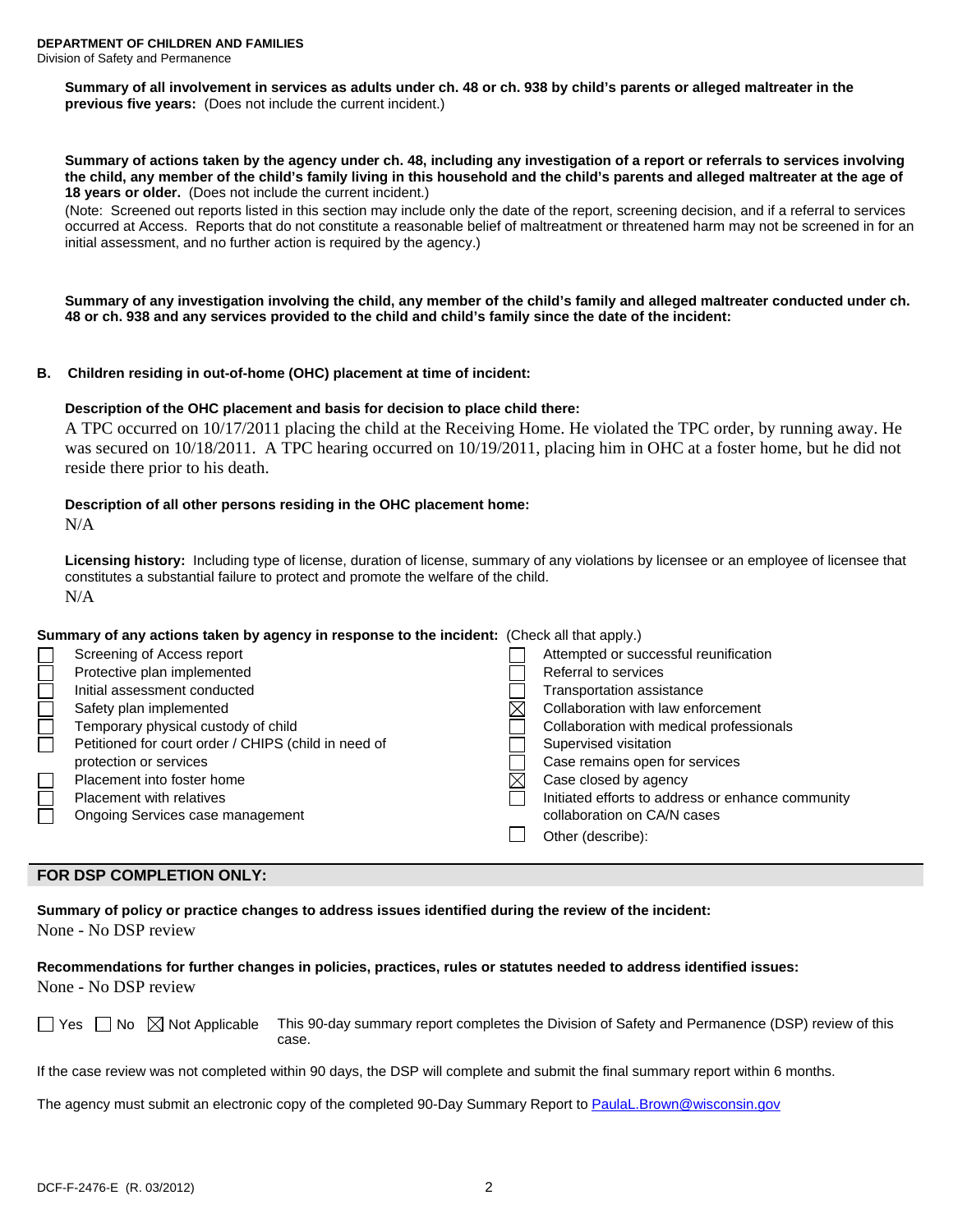**DEPARTMENT OF CHILDREN AND FAMILIES**
Division of Safety and Permanence

**Summary of all involvement in services as adults under ch. 48 or ch. 938 by child's parents or alleged maltreater in the previous five years:** (Does not include the current incident.)

**Summary of actions taken by the agency under ch. 48, including any investigation of a report or referrals to services involving the child, any member of the child's family living in this household and the child's parents and alleged maltreater at the age of 18 years or older.** (Does not include the current incident.)
(Note: Screened out reports listed in this section may include only the date of the report, screening decision, and if a referral to services occurred at Access. Reports that do not constitute a reasonable belief of maltreatment or threatened harm may not be screened in for an initial assessment, and no further action is required by the agency.)

**Summary of any investigation involving the child, any member of the child's family and alleged maltreater conducted under ch. 48 or ch. 938 and any services provided to the child and child's family since the date of the incident:**

## B. Children residing in out-of-home (OHC) placement at time of incident:

**Description of the OHC placement and basis for decision to place child there:**
A TPC occurred on 10/17/2011 placing the child at the Receiving Home. He violated the TPC order, by running away. He was secured on 10/18/2011. A TPC hearing occurred on 10/19/2011, placing him in OHC at a foster home, but he did not reside there prior to his death.

**Description of all other persons residing in the OHC placement home:**
N/A

**Licensing history:** Including type of license, duration of license, summary of any violations by licensee or an employee of licensee that constitutes a substantial failure to protect and promote the welfare of the child.
N/A

**Summary of any actions taken by agency in response to the incident:** (Check all that apply.)

- ☐ Screening of Access report
- ☐ Protective plan implemented
- ☐ Initial assessment conducted
- ☐ Safety plan implemented
- ☐ Temporary physical custody of child
- ☐ Petitioned for court order / CHIPS (child in need of protection or services
- ☐ Placement into foster home
- ☐ Placement with relatives
- ☐ Ongoing Services case management
- ☐ Attempted or successful reunification
- ☐ Referral to services
- ☐ Transportation assistance
- ☒ Collaboration with law enforcement
- ☐ Collaboration with medical professionals
- ☐ Supervised visitation
- ☐ Case remains open for services
- ☒ Case closed by agency
- ☐ Initiated efforts to address or enhance community collaboration on CA/N cases
- ☐ Other (describe):

## FOR DSP COMPLETION ONLY:

**Summary of policy or practice changes to address issues identified during the review of the incident:**
None - No DSP review

**Recommendations for further changes in policies, practices, rules or statutes needed to address identified issues:**
None - No DSP review

☐ Yes ☐ No ☒ Not Applicable This 90-day summary report completes the Division of Safety and Permanence (DSP) review of this case.

If the case review was not completed within 90 days, the DSP will complete and submit the final summary report within 6 months.

The agency must submit an electronic copy of the completed 90-Day Summary Report to PaulaL.Brown@wisconsin.gov

DCF-F-2476-E (R. 03/2012)